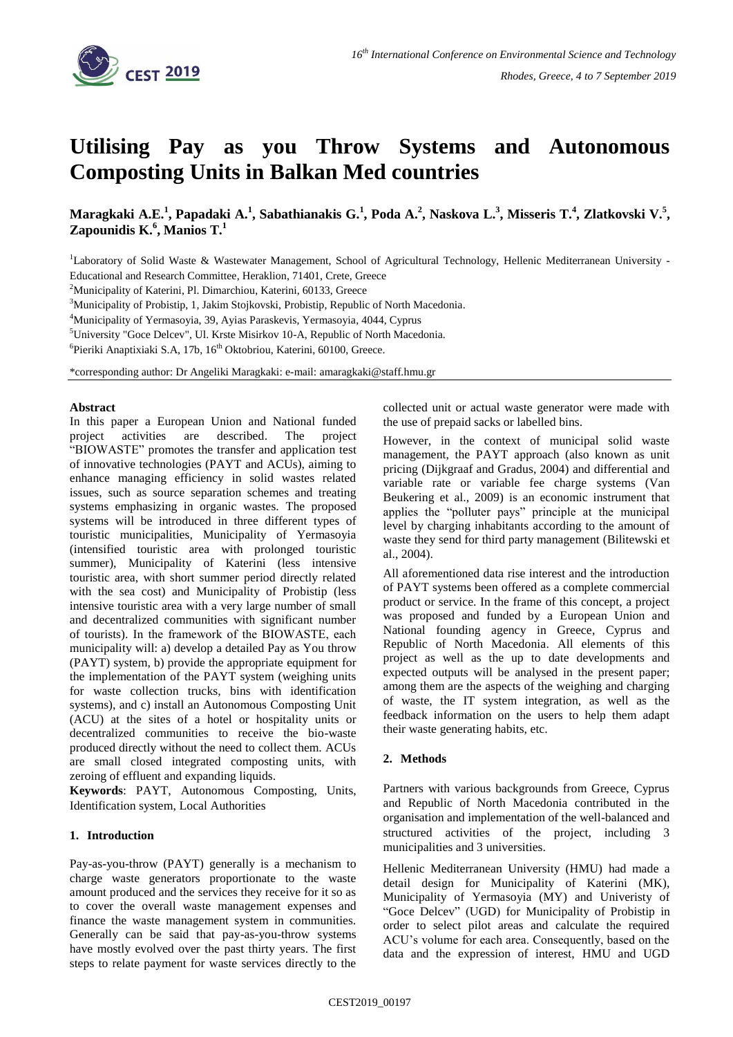# Utilising Pay as you Throw Systems and Autonomous Composting Units in Balkan Med countries

**Maragkaki A.E.[1], Papadaki A.[1], Sabathianakis G.[1], Poda A.[2], Naskova L.[3], Misseris T.[4], Zlatkovski V.[5], Zapounidis K.[6], Manios T.[1]**

[1]Laboratory of Solid Waste & Wastewater Management, School of Agricultural Technology, Hellenic Mediterranean University - Educational and Research Committee, Heraklion, 71401, Crete, Greece

[2]Municipality of Katerini, Pl. Dimarchiou, Katerini, 60133, Greece

[3]Municipality of Probistip, 1, Jakim Stojkovski, Probistip, Republic of North Macedonia.

[4]Municipality of Yermasoyia, 39, Ayias Paraskevis, Yermasoyia, 4044, Cyprus

[5]University "Goce Delcev", Ul. Krste Misirkov 10-A, Republic of North Macedonia.

[6]Pieriki Anaptixiaki S.A, 17b, 16[th] Oktobriou, Katerini, 60100, Greece.

*corresponding author: Dr Angeliki Maragkaki: e-mail: amaragkaki@staff.hmu.gr

## Abstract

In this paper a European Union and National funded project activities are described. The project "BIOWASTE" promotes the transfer and application test of innovative technologies (PAYT and ACUs), aiming to enhance managing efficiency in solid wastes related issues, such as source separation schemes and treating systems emphasizing in organic wastes. The proposed systems will be introduced in three different types of touristic municipalities, Municipality of Yermasoyia (intensified touristic area with prolonged touristic summer), Municipality of Katerini (less intensive touristic area, with short summer period directly related with the sea cost) and Municipality of Probistip (less intensive touristic area with a very large number of small and decentralized communities with significant number of tourists). In the framework of the BIOWASTE, each municipality will: a) develop a detailed Pay as You throw (PAYT) system, b) provide the appropriate equipment for the implementation of the PAYT system (weighing units for waste collection trucks, bins with identification systems), and c) install an Autonomous Composting Unit (ACU) at the sites of a hotel or hospitality units or decentralized communities to receive the bio-waste produced directly without the need to collect them. ACUs are small closed integrated composting units, with zeroing of effluent and expanding liquids.

**Keywords**: PAYT, Autonomous Composting, Units, Identification system, Local Authorities

## 1. Introduction

Pay-as-you-throw (PAYT) generally is a mechanism to charge waste generators proportionate to the waste amount produced and the services they receive for it so as to cover the overall waste management expenses and finance the waste management system in communities. Generally can be said that pay-as-you-throw systems have mostly evolved over the past thirty years. The first steps to relate payment for waste services directly to the collected unit or actual waste generator were made with the use of prepaid sacks or labelled bins.

However, in the context of municipal solid waste management, the PAYT approach (also known as unit pricing (Dijkgraaf and Gradus, 2004) and differential and variable rate or variable fee charge systems (Van Beukering et al., 2009) is an economic instrument that applies the "polluter pays" principle at the municipal level by charging inhabitants according to the amount of waste they send for third party management (Bilitewski et al., 2004).

All aforementioned data rise interest and the introduction of PAYT systems been offered as a complete commercial product or service. In the frame of this concept, a project was proposed and funded by a European Union and National founding agency in Greece, Cyprus and Republic of North Macedonia. All elements of this project as well as the up to date developments and expected outputs will be analysed in the present paper; among them are the aspects of the weighing and charging of waste, the IT system integration, as well as the feedback information on the users to help them adapt their waste generating habits, etc.

## 2. Methods

Partners with various backgrounds from Greece, Cyprus and Republic of North Macedonia contributed in the organisation and implementation of the well-balanced and structured activities of the project, including 3 municipalities and 3 universities.

Hellenic Mediterranean University (HMU) had made a detail design for Municipality of Katerini (MK), Municipality of Yermasoyia (MY) and Univeristy of "Goce Delcev" (UGD) for Municipality of Probistip in order to select pilot areas and calculate the required ACU's volume for each area. Consequently, based on the data and the expression of interest, HMU and UGD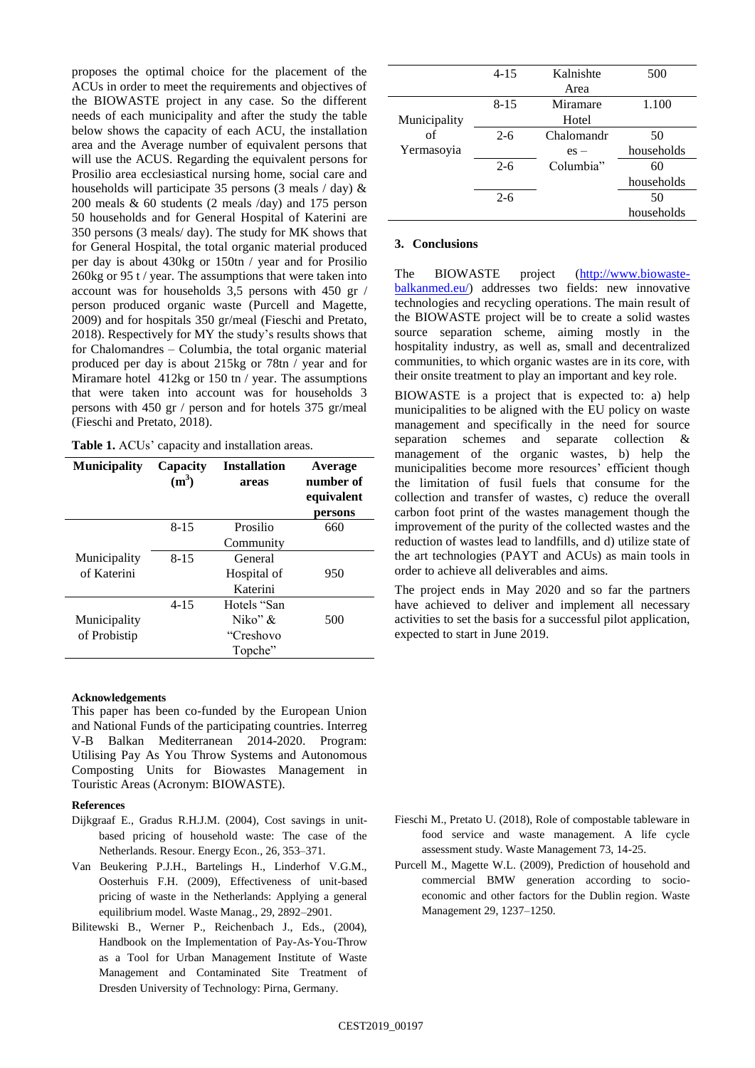proposes the optimal choice for the placement of the ACUs in order to meet the requirements and objectives of the BIOWASTE project in any case. So the different needs of each municipality and after the study the table below shows the capacity of each ACU, the installation area and the Average number of equivalent persons that will use the ACUS. Regarding the equivalent persons for Prosilio area ecclesiastical nursing home, social care and households will participate 35 persons (3 meals / day) & 200 meals & 60 students (2 meals /day) and 175 person 50 households and for General Hospital of Katerini are 350 persons (3 meals/ day). The study for MK shows that for General Hospital, the total organic material produced per day is about 430kg or 150tn / year and for Prosilio 260kg or 95 t / year. The assumptions that were taken into account was for households 3,5 persons with 450 gr / person produced organic waste (Purcell and Magette, 2009) and for hospitals 350 gr/meal (Fieschi and Pretato, 2018). Respectively for MY the study's results shows that for Chalomandres – Columbia, the total organic material produced per day is about 215kg or 78tn / year and for Miramare hotel 412kg or 150 tn / year. The assumptions that were taken into account was for households 3 persons with 450 gr / person and for hotels 375 gr/meal (Fieschi and Pretato, 2018).

**Table 1.** ACUs' capacity and installation areas.

| Municipality | Capacity ($m^3$) | Installation areas | Average number of equivalent persons |
|---|---|---|---|
| Municipality of Katerini | 8-15 | Prosilio Community | 660 |
| | 8-15 | General Hospital of Katerini | 950 |
| Municipality of Probistip | 4-15 | Hotels "San Niko" & "Creshovo Topche" | 500 |
| Municipality of Yermasoyia | 4-15 | Kalnishte Area | 500 |
| | 8-15 | Miramare Hotel | 1.100 |
| | 2-6 | Chalomandres – Columbia" | 50 households |
| | 2-6 | | 60 households |
| | 2-6 | | 50 households |

## 3. Conclusions

The BIOWASTE project (http://www.biowaste-balkanmed.eu/) addresses two fields: new innovative technologies and recycling operations. The main result of the BIOWASTE project will be to create a solid wastes source separation scheme, aiming mostly in the hospitality industry, as well as, small and decentralized communities, to which organic wastes are in its core, with their onsite treatment to play an important and key role.

BIOWASTE is a project that is expected to: a) help municipalities to be aligned with the EU policy on waste management and specifically in the need for source separation schemes and separate collection & management of the organic wastes, b) help the municipalities become more resources' efficient though the limitation of fusil fuels that consume for the collection and transfer of wastes, c) reduce the overall carbon foot print of the wastes management though the improvement of the purity of the collected wastes and the reduction of wastes lead to landfills, and d) utilize state of the art technologies (PAYT and ACUs) as main tools in order to achieve all deliverables and aims.

The project ends in May 2020 and so far the partners have achieved to deliver and implement all necessary activities to set the basis for a successful pilot application, expected to start in June 2019.

**Acknowledgements**

This paper has been co-funded by the European Union and National Funds of the participating countries. Interreg V-B Balkan Mediterranean 2014-2020. Program: Utilising Pay As You Throw Systems and Autonomous Composting Units for Biowastes Management in Touristic Areas (Acronym: BIOWASTE).

**References**

Dijkgraaf E., Gradus R.H.J.M. (2004), Cost savings in unit-based pricing of household waste: The case of the Netherlands. Resour. Energy Econ., 26, 353–371.

Van Beukering P.J.H., Bartelings H., Linderhof V.G.M., Oosterhuis F.H. (2009), Effectiveness of unit-based pricing of waste in the Netherlands: Applying a general equilibrium model. Waste Manag., 29, 2892–2901.

Bilitewski B., Werner P., Reichenbach J., Eds., (2004), Handbook on the Implementation of Pay-As-You-Throw as a Tool for Urban Management Institute of Waste Management and Contaminated Site Treatment of Dresden University of Technology: Pirna, Germany.

Fieschi M., Pretato U. (2018), Role of compostable tableware in food service and waste management. A life cycle assessment study. Waste Management 73, 14-25.

Purcell M., Magette W.L. (2009), Prediction of household and commercial BMW generation according to socio-economic and other factors for the Dublin region. Waste Management 29, 1237–1250.